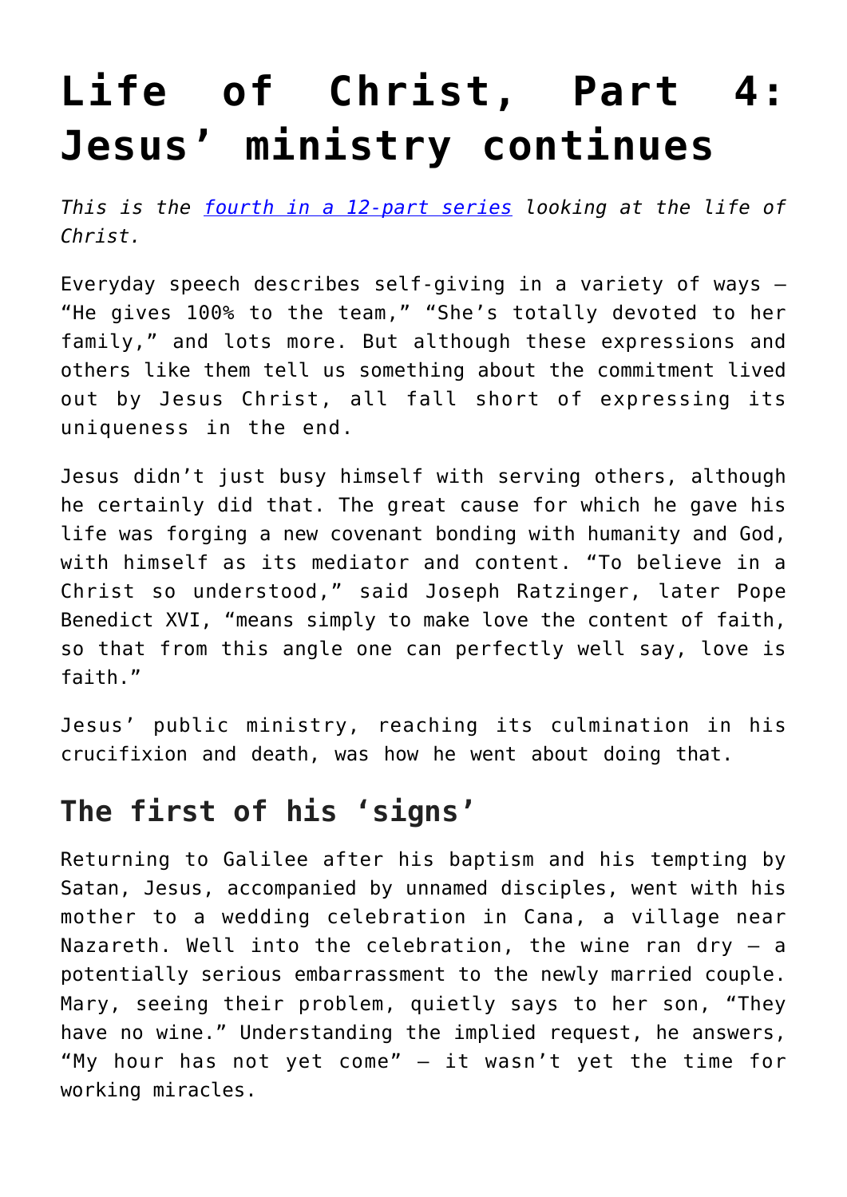# Life of Christ, Part 4: Jesus' ministry continues

*This is the [fourth in a 12-part series](#) looking at the life of Christ.*

Everyday speech describes self-giving in a variety of ways — "He gives 100% to the team," "She's totally devoted to her family," and lots more. But although these expressions and others like them tell us something about the commitment lived out by Jesus Christ, all fall short of expressing its uniqueness in the end.

Jesus didn't just busy himself with serving others, although he certainly did that. The great cause for which he gave his life was forging a new covenant bonding with humanity and God, with himself as its mediator and content. "To believe in a Christ so understood," said Joseph Ratzinger, later Pope Benedict XVI, "means simply to make love the content of faith, so that from this angle one can perfectly well say, love is faith."

Jesus' public ministry, reaching its culmination in his crucifixion and death, was how he went about doing that.

## The first of his 'signs'

Returning to Galilee after his baptism and his tempting by Satan, Jesus, accompanied by unnamed disciples, went with his mother to a wedding celebration in Cana, a village near Nazareth. Well into the celebration, the wine ran dry — a potentially serious embarrassment to the newly married couple. Mary, seeing their problem, quietly says to her son, "They have no wine." Understanding the implied request, he answers, "My hour has not yet come" — it wasn't yet the time for working miracles.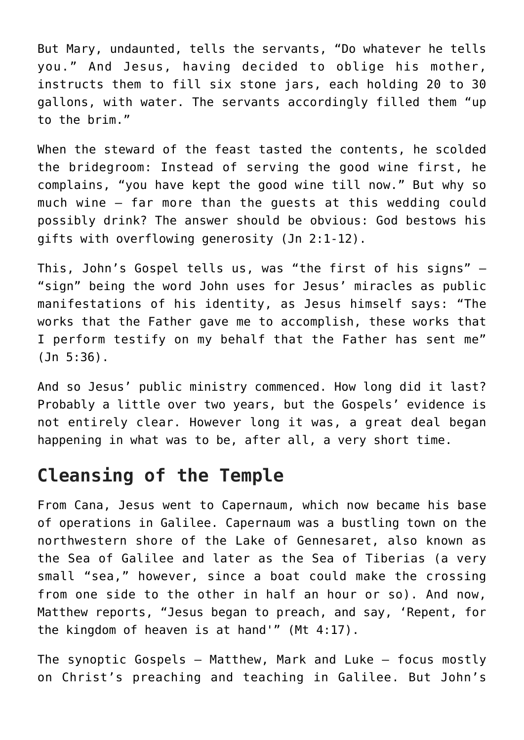But Mary, undaunted, tells the servants, “Do whatever he tells you.” And Jesus, having decided to oblige his mother, instructs them to fill six stone jars, each holding 20 to 30 gallons, with water. The servants accordingly filled them “up to the brim.”

When the steward of the feast tasted the contents, he scolded the bridegroom: Instead of serving the good wine first, he complains, “you have kept the good wine till now.” But why so much wine — far more than the guests at this wedding could possibly drink? The answer should be obvious: God bestows his gifts with overflowing generosity (Jn 2:1-12).

This, John’s Gospel tells us, was “the first of his signs” — “sign” being the word John uses for Jesus’ miracles as public manifestations of his identity, as Jesus himself says: “The works that the Father gave me to accomplish, these works that I perform testify on my behalf that the Father has sent me” (Jn 5:36).

And so Jesus’ public ministry commenced. How long did it last? Probably a little over two years, but the Gospels’ evidence is not entirely clear. However long it was, a great deal began happening in what was to be, after all, a very short time.

## Cleansing of the Temple

From Cana, Jesus went to Capernaum, which now became his base of operations in Galilee. Capernaum was a bustling town on the northwestern shore of the Lake of Gennesaret, also known as the Sea of Galilee and later as the Sea of Tiberias (a very small “sea,” however, since a boat could make the crossing from one side to the other in half an hour or so). And now, Matthew reports, “Jesus began to preach, and say, ‘Repent, for the kingdom of heaven is at hand'” (Mt 4:17).

The synoptic Gospels — Matthew, Mark and Luke — focus mostly on Christ’s preaching and teaching in Galilee. But John’s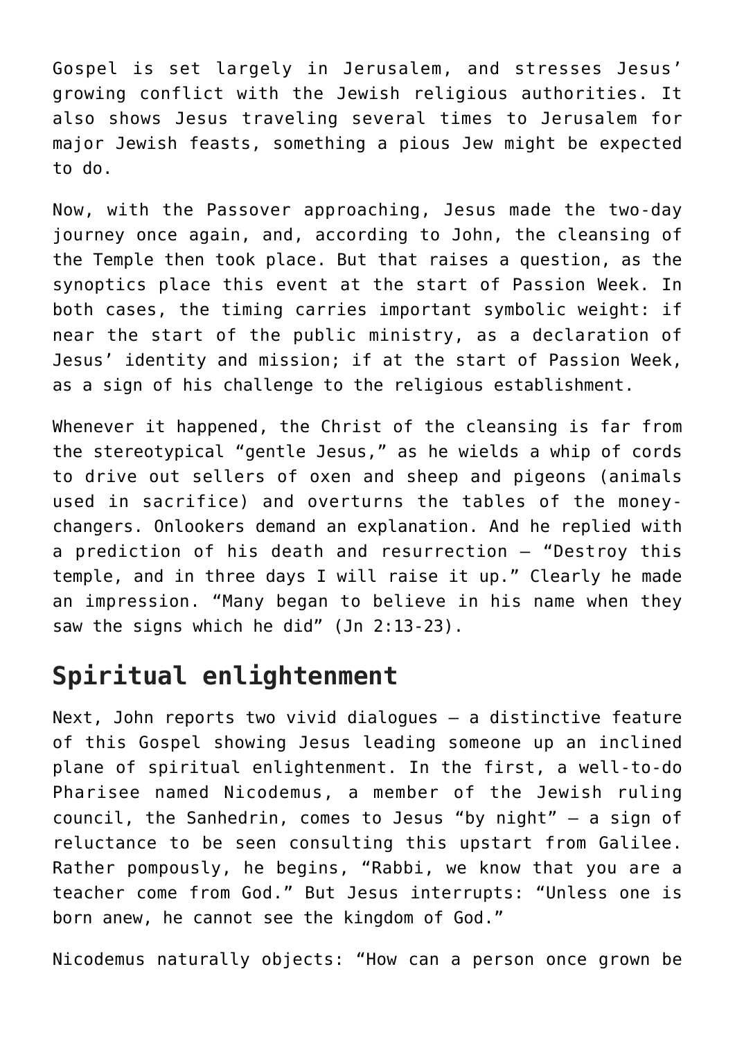Gospel is set largely in Jerusalem, and stresses Jesus' growing conflict with the Jewish religious authorities. It also shows Jesus traveling several times to Jerusalem for major Jewish feasts, something a pious Jew might be expected to do.

Now, with the Passover approaching, Jesus made the two-day journey once again, and, according to John, the cleansing of the Temple then took place. But that raises a question, as the synoptics place this event at the start of Passion Week. In both cases, the timing carries important symbolic weight: if near the start of the public ministry, as a declaration of Jesus' identity and mission; if at the start of Passion Week, as a sign of his challenge to the religious establishment.

Whenever it happened, the Christ of the cleansing is far from the stereotypical "gentle Jesus," as he wields a whip of cords to drive out sellers of oxen and sheep and pigeons (animals used in sacrifice) and overturns the tables of the money-changers. Onlookers demand an explanation. And he replied with a prediction of his death and resurrection — "Destroy this temple, and in three days I will raise it up." Clearly he made an impression. "Many began to believe in his name when they saw the signs which he did" (Jn 2:13-23).

## Spiritual enlightenment

Next, John reports two vivid dialogues — a distinctive feature of this Gospel showing Jesus leading someone up an inclined plane of spiritual enlightenment. In the first, a well-to-do Pharisee named Nicodemus, a member of the Jewish ruling council, the Sanhedrin, comes to Jesus "by night" — a sign of reluctance to be seen consulting this upstart from Galilee. Rather pompously, he begins, "Rabbi, we know that you are a teacher come from God." But Jesus interrupts: "Unless one is born anew, he cannot see the kingdom of God."

Nicodemus naturally objects: "How can a person once grown be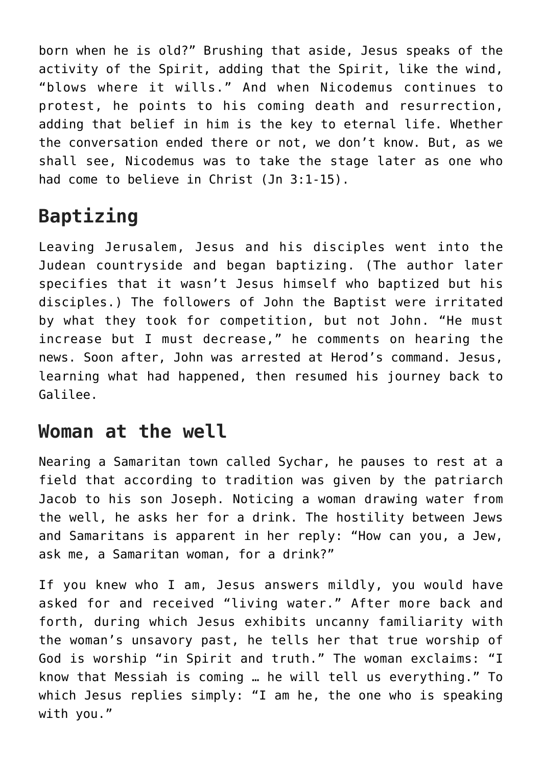born when he is old?” Brushing that aside, Jesus speaks of the activity of the Spirit, adding that the Spirit, like the wind, “blows where it wills.” And when Nicodemus continues to protest, he points to his coming death and resurrection, adding that belief in him is the key to eternal life. Whether the conversation ended there or not, we don’t know. But, as we shall see, Nicodemus was to take the stage later as one who had come to believe in Christ (Jn 3:1-15).

## Baptizing

Leaving Jerusalem, Jesus and his disciples went into the Judean countryside and began baptizing. (The author later specifies that it wasn’t Jesus himself who baptized but his disciples.) The followers of John the Baptist were irritated by what they took for competition, but not John. “He must increase but I must decrease,” he comments on hearing the news. Soon after, John was arrested at Herod’s command. Jesus, learning what had happened, then resumed his journey back to Galilee.

## Woman at the well

Nearing a Samaritan town called Sychar, he pauses to rest at a field that according to tradition was given by the patriarch Jacob to his son Joseph. Noticing a woman drawing water from the well, he asks her for a drink. The hostility between Jews and Samaritans is apparent in her reply: “How can you, a Jew, ask me, a Samaritan woman, for a drink?”

If you knew who I am, Jesus answers mildly, you would have asked for and received “living water.” After more back and forth, during which Jesus exhibits uncanny familiarity with the woman’s unsavory past, he tells her that true worship of God is worship “in Spirit and truth.” The woman exclaims: “I know that Messiah is coming … he will tell us everything.” To which Jesus replies simply: “I am he, the one who is speaking with you.”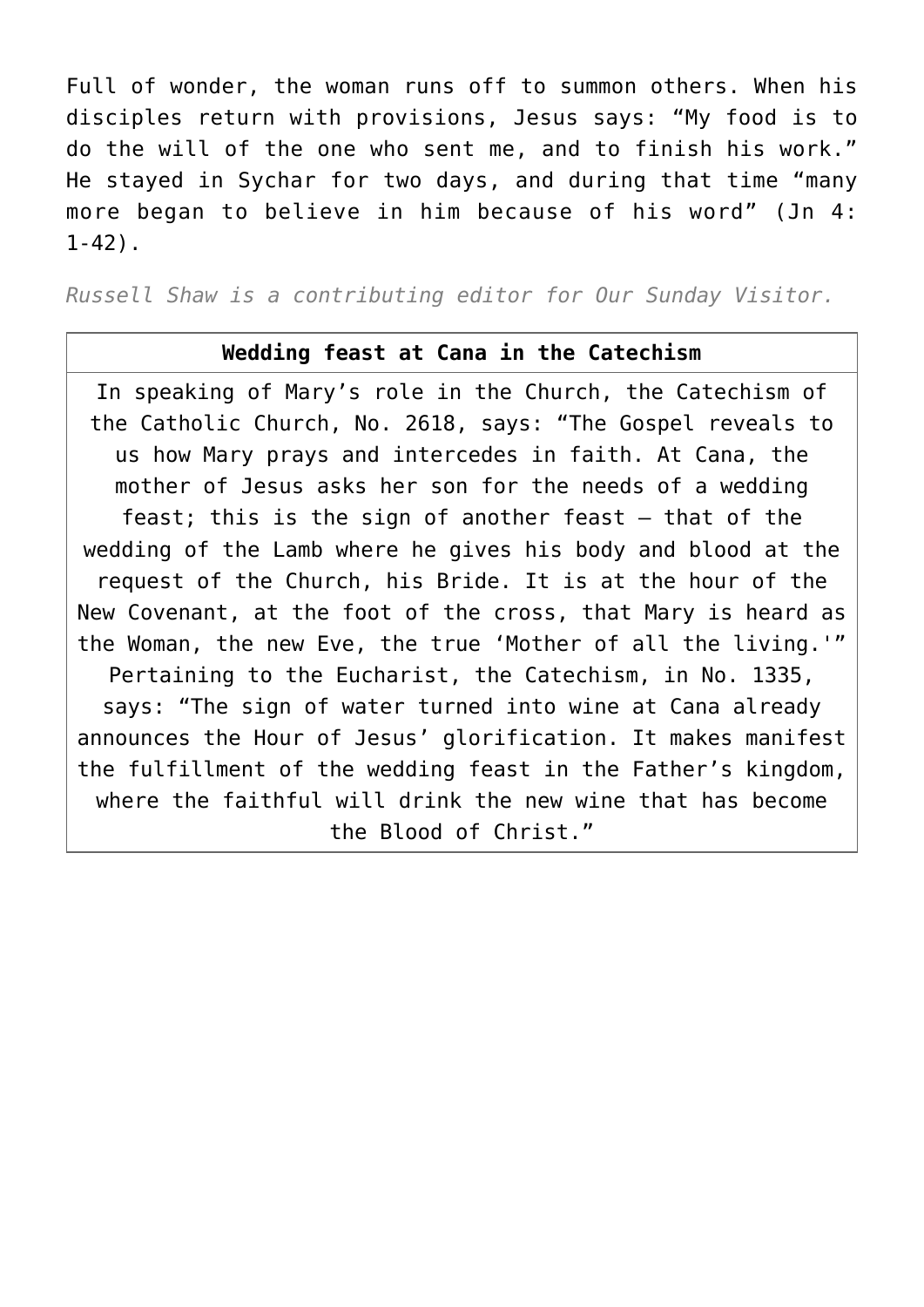Full of wonder, the woman runs off to summon others. When his disciples return with provisions, Jesus says: “My food is to do the will of the one who sent me, and to finish his work.” He stayed in Sychar for two days, and during that time “many more began to believe in him because of his word” (Jn 4: 1-42).

*Russell Shaw is a contributing editor for Our Sunday Visitor.*

| **Wedding feast at Cana in the Catechism** |
| --- |
| In speaking of Mary’s role in the Church, the Catechism of the Catholic Church, No. 2618, says: “The Gospel reveals to us how Mary prays and intercedes in faith. At Cana, the mother of Jesus asks her son for the needs of a wedding feast; this is the sign of another feast — that of the wedding of the Lamb where he gives his body and blood at the request of the Church, his Bride. It is at the hour of the New Covenant, at the foot of the cross, that Mary is heard as the Woman, the new Eve, the true ‘Mother of all the living.'” Pertaining to the Eucharist, the Catechism, in No. 1335, says: “The sign of water turned into wine at Cana already announces the Hour of Jesus’ glorification. It makes manifest the fulfillment of the wedding feast in the Father’s kingdom, where the faithful will drink the new wine that has become the Blood of Christ.” |